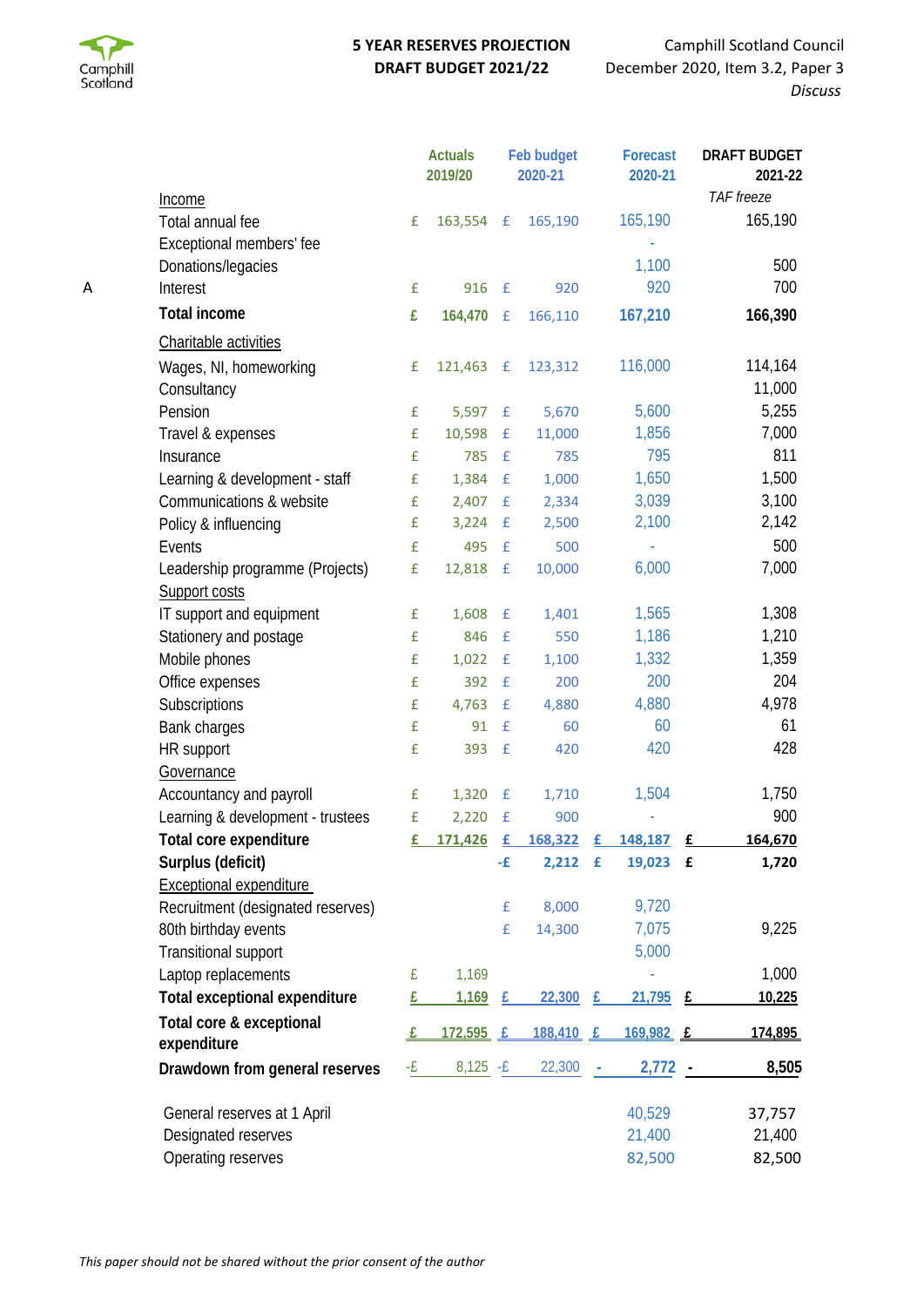Camphill Scotland

**5 YEAR RESERVES PROJECTION**
**DRAFT BUDGET 2021/22**

Camphill Scotland Council
December 2020, Item 3.2, Paper 3
*Discuss*

| | | Actuals 2019/20 | Feb budget 2020-21 | Forecast 2020-21 | DRAFT BUDGET 2021-22 |
|---|---|---|---|---|---|
| | Income | | | | *TAF freeze* |
| | Total annual fee | £ 163,554 | £ 165,190 | 165,190 | 165,190 |
| | Exceptional members' fee | | | - | |
| | Donations/legacies | | | 1,100 | 500 |
| A | Interest | £ 916 | £ 920 | 920 | 700 |
| | **Total income** | **£ 164,470** | £ 166,110 | **167,210** | **166,390** |
| | Charitable activities | | | | |
| | Wages, NI, homeworking | £ 121,463 | £ 123,312 | 116,000 | 114,164 |
| | Consultancy | | | | 11,000 |
| | Pension | £ 5,597 | £ 5,670 | 5,600 | 5,255 |
| | Travel & expenses | £ 10,598 | £ 11,000 | 1,856 | 7,000 |
| | Insurance | £ 785 | £ 785 | 795 | 811 |
| | Learning & development - staff | £ 1,384 | £ 1,000 | 1,650 | 1,500 |
| | Communications & website | £ 2,407 | £ 2,334 | 3,039 | 3,100 |
| | Policy & influencing | £ 3,224 | £ 2,500 | 2,100 | 2,142 |
| | Events | £ 495 | £ 500 | - | 500 |
| | Leadership programme (Projects) | £ 12,818 | £ 10,000 | 6,000 | 7,000 |
| | Support costs | | | | |
| | IT support and equipment | £ 1,608 | £ 1,401 | 1,565 | 1,308 |
| | Stationery and postage | £ 846 | £ 550 | 1,186 | 1,210 |
| | Mobile phones | £ 1,022 | £ 1,100 | 1,332 | 1,359 |
| | Office expenses | £ 392 | £ 200 | 200 | 204 |
| | Subscriptions | £ 4,763 | £ 4,880 | 4,880 | 4,978 |
| | Bank charges | £ 91 | £ 60 | 60 | 61 |
| | HR support | £ 393 | £ 420 | 420 | 428 |
| | Governance | | | | |
| | Accountancy and payroll | £ 1,320 | £ 1,710 | 1,504 | 1,750 |
| | Learning & development - trustees | £ 2,220 | £ 900 | - | 900 |
| | **Total core expenditure** | **£ 171,426** | **£ 168,322** | **£ 148,187** | **£ 164,670** |
| | **Surplus (deficit)** | | **-£ 2,212** | **£ 19,023** | **£ 1,720** |
| | Exceptional expenditure | | | | |
| | Recruitment (designated reserves) | | £ 8,000 | 9,720 | |
| | 80th birthday events | | £ 14,300 | 7,075 | 9,225 |
| | Transitional support | | | 5,000 | |
| | Laptop replacements | £ 1,169 | | - | 1,000 |
| | **Total exceptional expenditure** | **£ 1,169** | **£ 22,300** | **£ 21,795** | **£ 10,225** |
| | **Total core & exceptional expenditure** | **£ 172,595** | **£ 188,410** | **£ 169,982** | **£ 174,895** |
| | **Drawdown from general reserves** | -£ 8,125 | -£ 22,300 | **- 2,772** | **- 8,505** |
| | General reserves at 1 April | | | 40,529 | 37,757 |
| | Designated reserves | | | 21,400 | 21,400 |
| | Operating reserves | | | 82,500 | 82,500 |

*This paper should not be shared without the prior consent of the author*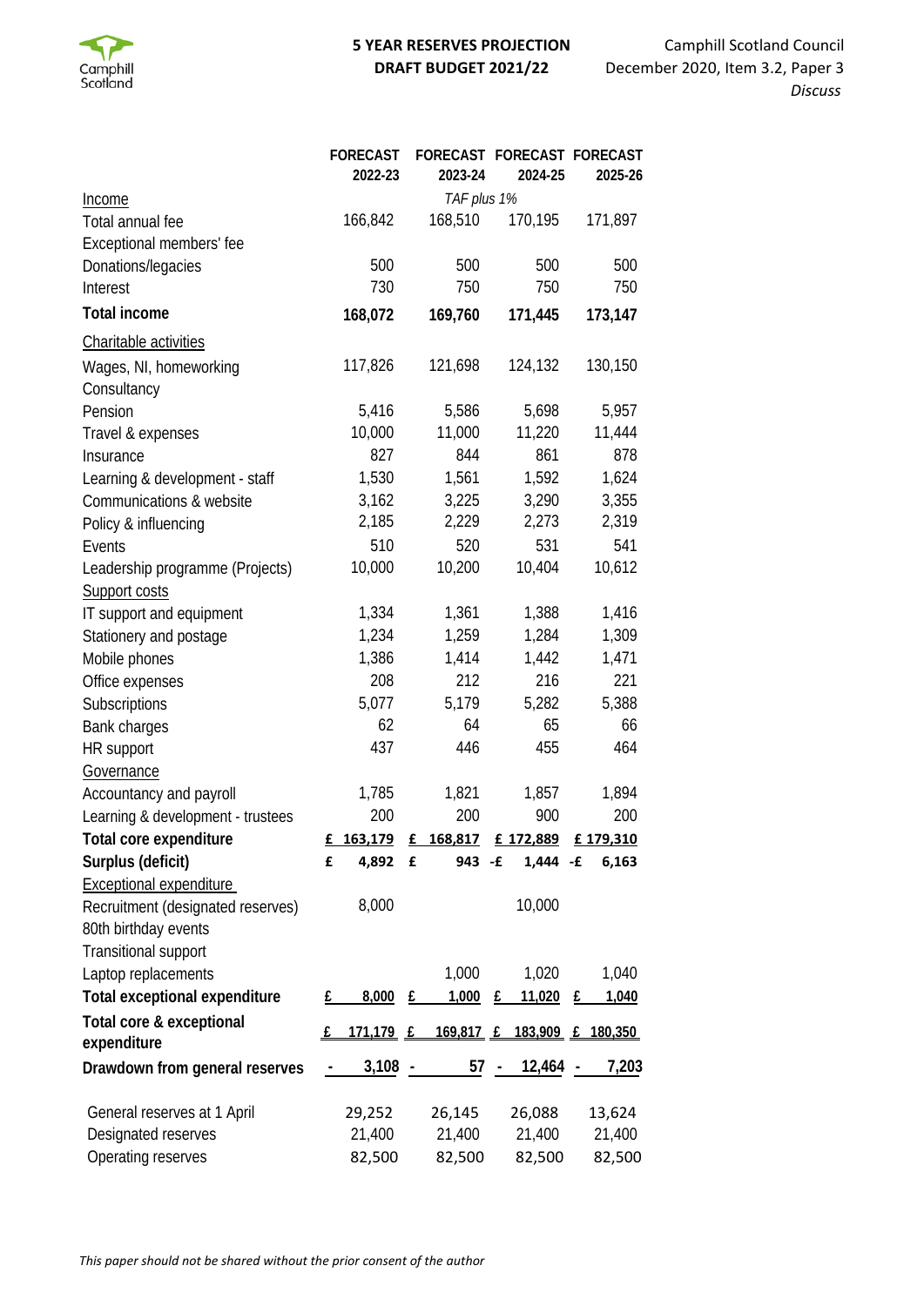# 5 YEAR RESERVES PROJECTION
## DRAFT BUDGET 2021/22

Camphill Scotland Council
December 2020, Item 3.2, Paper 3
*Discuss*

| | FORECAST 2022-23 | FORECAST 2023-24 | FORECAST 2024-25 | FORECAST 2025-26 |
|---|---|---|---|---|
| Income | | *TAF plus 1%* | | |
| Total annual fee | 166,842 | 168,510 | 170,195 | 171,897 |
| Exceptional members' fee | | | | |
| Donations/legacies | 500 | 500 | 500 | 500 |
| Interest | 730 | 750 | 750 | 750 |
| **Total income** | **168,072** | **169,760** | **171,445** | **173,147** |
| Charitable activities | | | | |
| Wages, NI, homeworking | 117,826 | 121,698 | 124,132 | 130,150 |
| Consultancy | | | | |
| Pension | 5,416 | 5,586 | 5,698 | 5,957 |
| Travel & expenses | 10,000 | 11,000 | 11,220 | 11,444 |
| Insurance | 827 | 844 | 861 | 878 |
| Learning & development - staff | 1,530 | 1,561 | 1,592 | 1,624 |
| Communications & website | 3,162 | 3,225 | 3,290 | 3,355 |
| Policy & influencing | 2,185 | 2,229 | 2,273 | 2,319 |
| Events | 510 | 520 | 531 | 541 |
| Leadership programme (Projects) | 10,000 | 10,200 | 10,404 | 10,612 |
| Support costs | | | | |
| IT support and equipment | 1,334 | 1,361 | 1,388 | 1,416 |
| Stationery and postage | 1,234 | 1,259 | 1,284 | 1,309 |
| Mobile phones | 1,386 | 1,414 | 1,442 | 1,471 |
| Office expenses | 208 | 212 | 216 | 221 |
| Subscriptions | 5,077 | 5,179 | 5,282 | 5,388 |
| Bank charges | 62 | 64 | 65 | 66 |
| HR support | 437 | 446 | 455 | 464 |
| Governance | | | | |
| Accountancy and payroll | 1,785 | 1,821 | 1,857 | 1,894 |
| Learning & development - trustees | 200 | 200 | 900 | 200 |
| **Total core expenditure** | **£ 163,179** | **£ 168,817** | **£ 172,889** | **£ 179,310** |
| **Surplus (deficit)** | **£ 4,892** | **£ 943** | **-£ 1,444** | **-£ 6,163** |
| Exceptional expenditure | | | | |
| Recruitment (designated reserves) | 8,000 | | 10,000 | |
| 80th birthday events | | | | |
| Transitional support | | | | |
| Laptop replacements | | 1,000 | 1,020 | 1,040 |
| **Total exceptional expenditure** | **£ 8,000** | **£ 1,000** | **£ 11,020** | **£ 1,040** |
| **Total core & exceptional expenditure** | **£ 171,179** | **£ 169,817** | **£ 183,909** | **£ 180,350** |
| **Drawdown from general reserves** | **- 3,108** | **- 57** | **- 12,464** | **- 7,203** |
| General reserves at 1 April | 29,252 | 26,145 | 26,088 | 13,624 |
| Designated reserves | 21,400 | 21,400 | 21,400 | 21,400 |
| Operating reserves | 82,500 | 82,500 | 82,500 | 82,500 |

*This paper should not be shared without the prior consent of the author*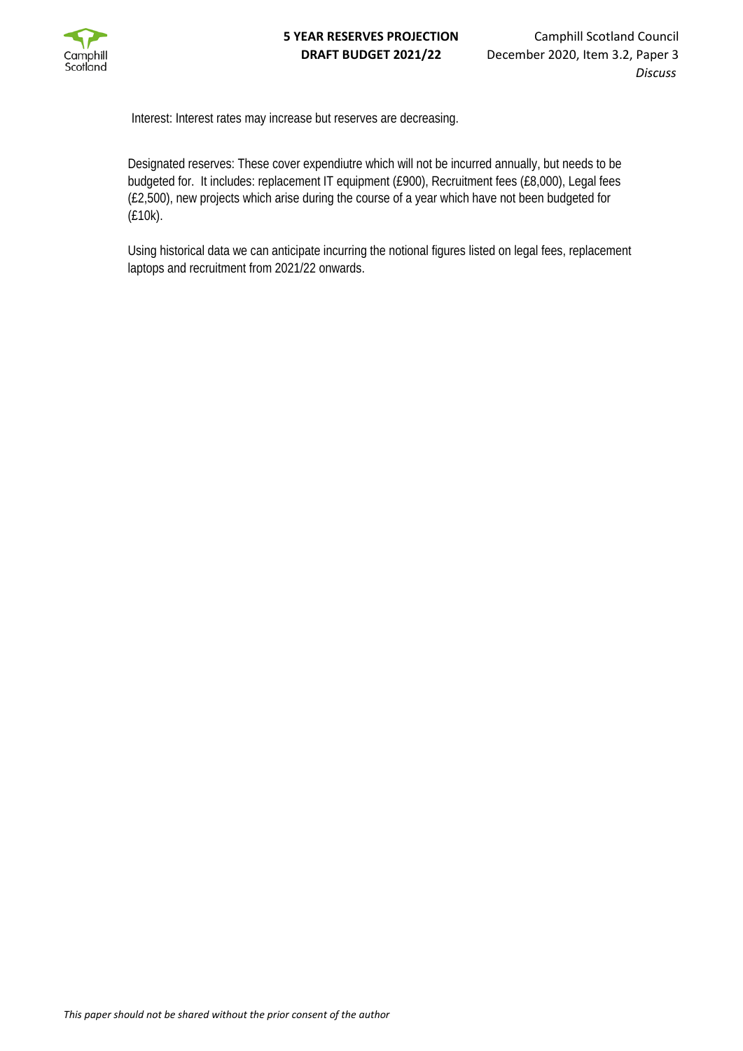Interest: Interest rates may increase but reserves are decreasing.

Designated reserves: These cover expendiutre which will not be incurred annually, but needs to be budgeted for. It includes: replacement IT equipment (£900), Recruitment fees (£8,000), Legal fees (£2,500), new projects which arise during the course of a year which have not been budgeted for (£10k).

Using historical data we can anticipate incurring the notional figures listed on legal fees, replacement laptops and recruitment from 2021/22 onwards.